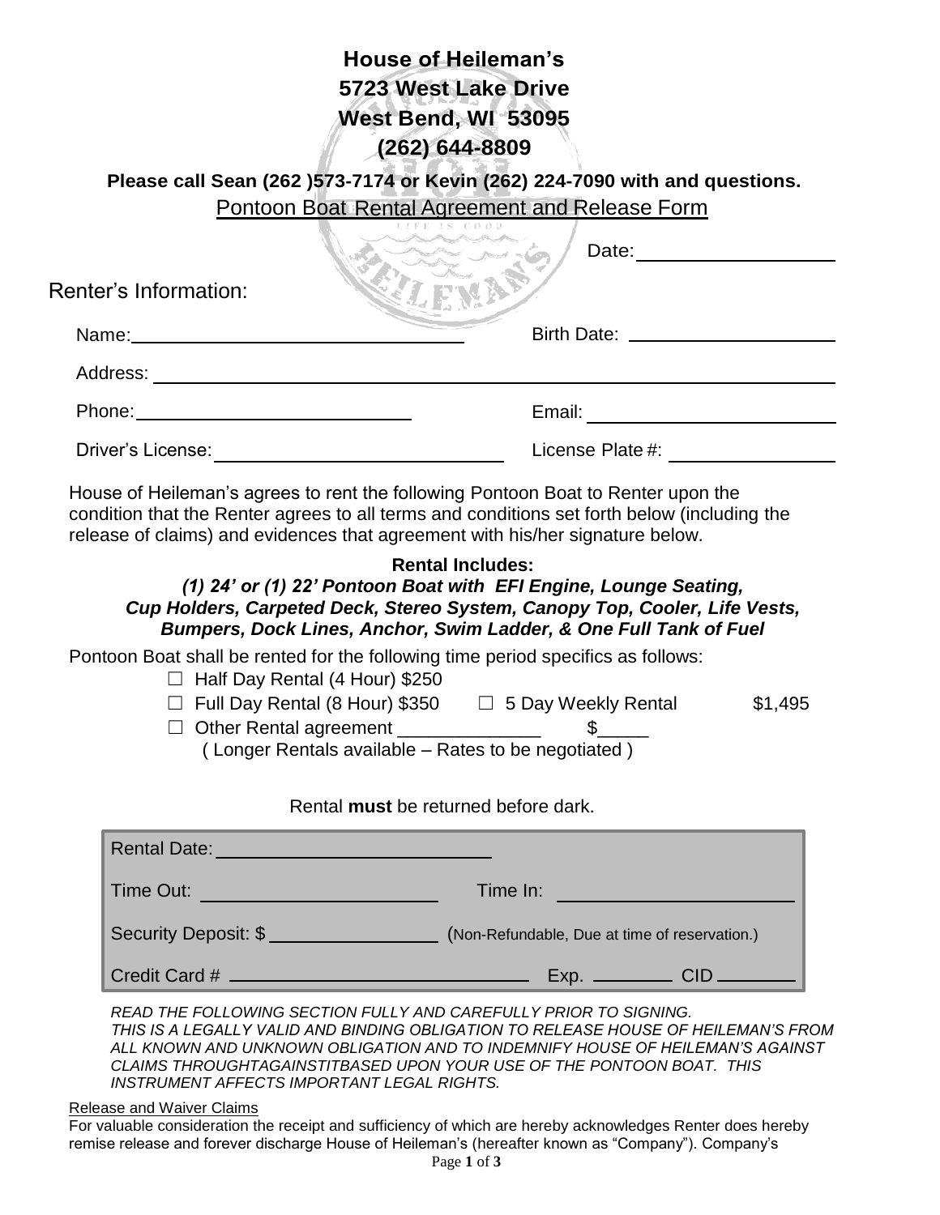# House of Heileman's
## 5723 West Lake Drive
## West Bend, WI 53095
## (262) 644-8809

**Please call Sean (262 )573-7174 or Kevin (262) 224-7090 with and questions.**

Pontoon Boat Rental Agreement and Release Form

Date: ____________________

Renter's Information:

Name: ________________________________ Birth Date: ______________________

Address: ______________________________________________________________

Phone: ____________________________ Email: __________________________

Driver's License: ____________________________ License Plate #: __________________

House of Heileman's agrees to rent the following Pontoon Boat to Renter upon the condition that the Renter agrees to all terms and conditions set forth below (including the release of claims) and evidences that agreement with his/her signature below.

**Rental Includes:**

***(1) 24' or (1) 22' Pontoon Boat with EFI Engine, Lounge Seating, Cup Holders, Carpeted Deck, Stereo System, Canopy Top, Cooler, Life Vests, Bumpers, Dock Lines, Anchor, Swim Ladder, & One Full Tank of Fuel***

Pontoon Boat shall be rented for the following time period specifics as follows:

- ☐ Half Day Rental (4 Hour) $250
- ☐ Full Day Rental (8 Hour) $350 ☐ 5 Day Weekly Rental $1,495
- ☐ Other Rental agreement ______________ $_____
  ( Longer Rentals available – Rates to be negotiated )

Rental **must** be returned before dark.

Rental Date: ____________________________

Time Out: ________________________ Time In: ________________________

Security Deposit: $ __________________ (Non-Refundable, Due at time of reservation.)

Credit Card # ______________________________ Exp. _________ CID _________

*READ THE FOLLOWING SECTION FULLY AND CAREFULLY PRIOR TO SIGNING. THIS IS A LEGALLY VALID AND BINDING OBLIGATION TO RELEASE HOUSE OF HEILEMAN'S FROM ALL KNOWN AND UNKNOWN OBLIGATION AND TO INDEMNIFY HOUSE OF HEILEMAN'S AGAINST CLAIMS THROUGHTAGAINSTITBASED UPON YOUR USE OF THE PONTOON BOAT. THIS INSTRUMENT AFFECTS IMPORTANT LEGAL RIGHTS.*

Release and Waiver Claims

For valuable consideration the receipt and sufficiency of which are hereby acknowledges Renter does hereby remise release and forever discharge House of Heileman's (hereafter known as "Company"). Company's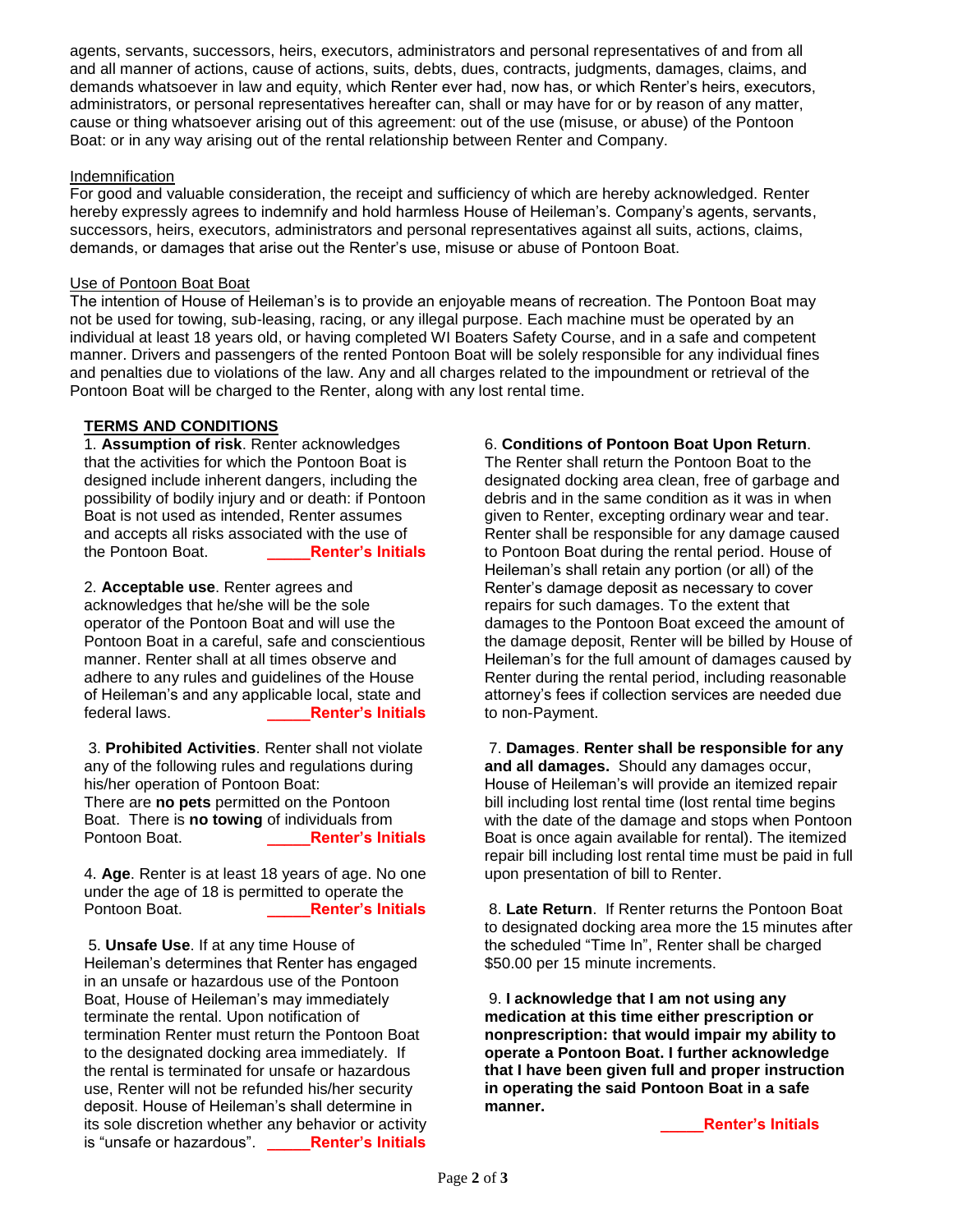agents, servants, successors, heirs, executors, administrators and personal representatives of and from all and all manner of actions, cause of actions, suits, debts, dues, contracts, judgments, damages, claims, and demands whatsoever in law and equity, which Renter ever had, now has, or which Renter's heirs, executors, administrators, or personal representatives hereafter can, shall or may have for or by reason of any matter, cause or thing whatsoever arising out of this agreement: out of the use (misuse, or abuse) of the Pontoon Boat: or in any way arising out of the rental relationship between Renter and Company.

Indemnification

For good and valuable consideration, the receipt and sufficiency of which are hereby acknowledged. Renter hereby expressly agrees to indemnify and hold harmless House of Heileman's. Company's agents, servants, successors, heirs, executors, administrators and personal representatives against all suits, actions, claims, demands, or damages that arise out the Renter's use, misuse or abuse of Pontoon Boat.

Use of Pontoon Boat Boat

The intention of House of Heileman's is to provide an enjoyable means of recreation. The Pontoon Boat may not be used for towing, sub-leasing, racing, or any illegal purpose. Each machine must be operated by an individual at least 18 years old, or having completed WI Boaters Safety Course, and in a safe and competent manner. Drivers and passengers of the rented Pontoon Boat will be solely responsible for any individual fines and penalties due to violations of the law. Any and all charges related to the impoundment or retrieval of the Pontoon Boat will be charged to the Renter, along with any lost rental time.

**TERMS AND CONDITIONS**

1. **Assumption of risk**. Renter acknowledges that the activities for which the Pontoon Boat is designed include inherent dangers, including the possibility of bodily injury and or death: if Pontoon Boat is not used as intended, Renter assumes and accepts all risks associated with the use of the Pontoon Boat. _____**Renter's Initials**

2. **Acceptable use**. Renter agrees and acknowledges that he/she will be the sole operator of the Pontoon Boat and will use the Pontoon Boat in a careful, safe and conscientious manner. Renter shall at all times observe and adhere to any rules and guidelines of the House of Heileman's and any applicable local, state and federal laws. _____**Renter's Initials**

3. **Prohibited Activities**. Renter shall not violate any of the following rules and regulations during his/her operation of Pontoon Boat:
There are **no pets** permitted on the Pontoon Boat. There is **no towing** of individuals from Pontoon Boat. _____**Renter's Initials**

4. **Age**. Renter is at least 18 years of age. No one under the age of 18 is permitted to operate the Pontoon Boat. _____**Renter's Initials**

5. **Unsafe Use**. If at any time House of Heileman's determines that Renter has engaged in an unsafe or hazardous use of the Pontoon Boat, House of Heileman's may immediately terminate the rental. Upon notification of termination Renter must return the Pontoon Boat to the designated docking area immediately. If the rental is terminated for unsafe or hazardous use, Renter will not be refunded his/her security deposit. House of Heileman's shall determine in its sole discretion whether any behavior or activity is "unsafe or hazardous". _____**Renter's Initials**

6. **Conditions of Pontoon Boat Upon Return**. The Renter shall return the Pontoon Boat to the designated docking area clean, free of garbage and debris and in the same condition as it was in when given to Renter, excepting ordinary wear and tear. Renter shall be responsible for any damage caused to Pontoon Boat during the rental period. House of Heileman's shall retain any portion (or all) of the Renter's damage deposit as necessary to cover repairs for such damages. To the extent that damages to the Pontoon Boat exceed the amount of the damage deposit, Renter will be billed by House of Heileman's for the full amount of damages caused by Renter during the rental period, including reasonable attorney's fees if collection services are needed due to non-Payment.

7. **Damages**. **Renter shall be responsible for any and all damages.** Should any damages occur, House of Heileman's will provide an itemized repair bill including lost rental time (lost rental time begins with the date of the damage and stops when Pontoon Boat is once again available for rental). The itemized repair bill including lost rental time must be paid in full upon presentation of bill to Renter.

8. **Late Return**. If Renter returns the Pontoon Boat to designated docking area more the 15 minutes after the scheduled "Time In", Renter shall be charged $50.00 per 15 minute increments.

9. **I acknowledge that I am not using any medication at this time either prescription or nonprescription: that would impair my ability to operate a Pontoon Boat. I further acknowledge that I have been given full and proper instruction in operating the said Pontoon Boat in a safe manner.**

_____**Renter's Initials**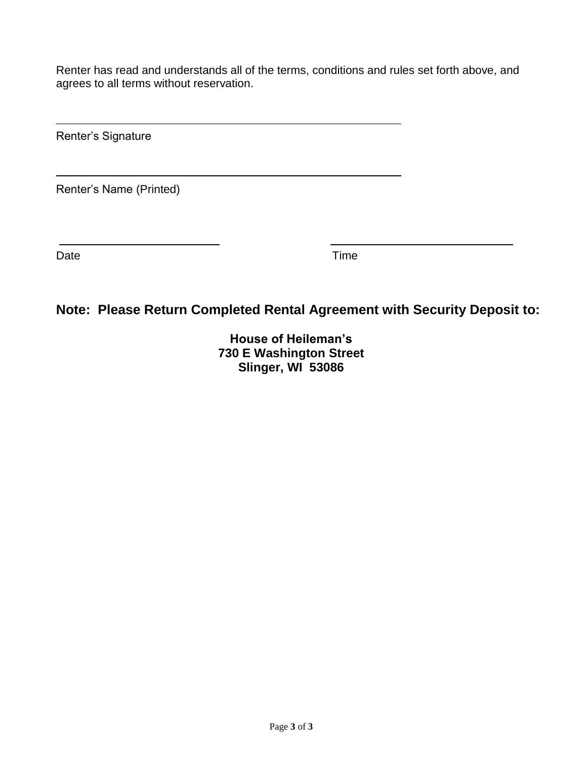Renter has read and understands all of the terms, conditions and rules set forth above, and agrees to all terms without reservation.

\_\_\_\_\_\_\_\_\_\_\_\_\_\_\_\_\_\_\_\_\_\_\_\_\_\_\_\_\_\_\_\_\_\_\_\_\_\_\_\_\_\_\_\_\_\_\_\_

Renter's Signature

\_\_\_\_\_\_\_\_\_\_\_\_\_\_\_\_\_\_\_\_\_\_\_\_\_\_\_\_\_\_\_\_\_\_\_\_\_\_\_\_\_\_\_\_\_\_\_\_

Renter's Name (Printed)

\_\_\_\_\_\_\_\_\_\_\_\_\_\_\_\_\_\_\_\_\_\_\_\_\_\_ \_\_\_\_\_\_\_\_\_\_\_\_\_\_\_\_\_\_\_\_\_\_\_\_\_\_\_\_\_\_

Date Time

**Note: Please Return Completed Rental Agreement with Security Deposit to:**

**House of Heileman's**
**730 E Washington Street**
**Slinger, WI 53086**